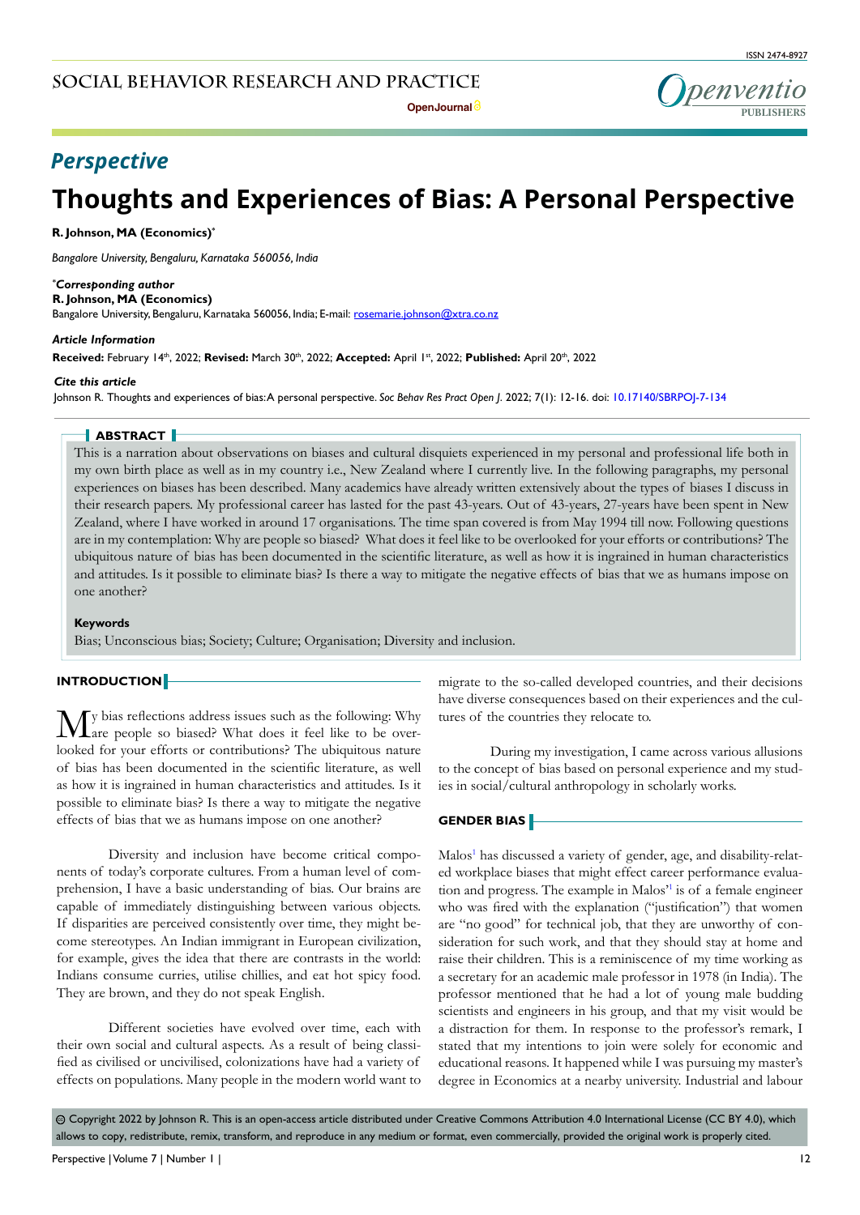## Perspective

# Thoughts and Experiences of Bias: A Personal Perspective

**R. Johnson, MA (Economics)***

*Bangalore University, Bengaluru, Karnataka 560056, India*

***Corresponding author***
**R. Johnson, MA (Economics)**
Bangalore University, Bengaluru, Karnataka 560056, India; E-mail: rosemarie.johnson@xtra.co.nz

***Article Information***
**Received:** February 14th, 2022; **Revised:** March 30th, 2022; **Accepted:** April 1st, 2022; **Published:** April 20th, 2022

***Cite this article***
Johnson R. Thoughts and experiences of bias:A personal perspective. *Soc Behav Res Pract Open J*. 2022; 7(1): 12-16. doi: 10.17140/SBRPOJ-7-134

## ABSTRACT

This is a narration about observations on biases and cultural disquiets experienced in my personal and professional life both in my own birth place as well as in my country i.e., New Zealand where I currently live. In the following paragraphs, my personal experiences on biases has been described. Many academics have already written extensively about the types of biases I discuss in their research papers. My professional career has lasted for the past 43-years. Out of 43-years, 27-years have been spent in New Zealand, where I have worked in around 17 organisations. The time span covered is from May 1994 till now. Following questions are in my contemplation: Why are people so biased? What does it feel like to be overlooked for your efforts or contributions? The ubiquitous nature of bias has been documented in the scientific literature, as well as how it is ingrained in human characteristics and attitudes. Is it possible to eliminate bias? Is there a way to mitigate the negative effects of bias that we as humans impose on one another?

**Keywords**

Bias; Unconscious bias; Society; Culture; Organisation; Diversity and inclusion.

## INTRODUCTION

My bias reflections address issues such as the following: Why are people so biased? What does it feel like to be overlooked for your efforts or contributions? The ubiquitous nature of bias has been documented in the scientific literature, as well as how it is ingrained in human characteristics and attitudes. Is it possible to eliminate bias? Is there a way to mitigate the negative effects of bias that we as humans impose on one another?

Diversity and inclusion have become critical components of today's corporate cultures. From a human level of comprehension, I have a basic understanding of bias. Our brains are capable of immediately distinguishing between various objects. If disparities are perceived consistently over time, they might become stereotypes. An Indian immigrant in European civilization, for example, gives the idea that there are contrasts in the world: Indians consume curries, utilise chillies, and eat hot spicy food. They are brown, and they do not speak English.

Different societies have evolved over time, each with their own social and cultural aspects. As a result of being classified as civilised or uncivilised, colonizations have had a variety of effects on populations. Many people in the modern world want to migrate to the so-called developed countries, and their decisions have diverse consequences based on their experiences and the cultures of the countries they relocate to.

During my investigation, I came across various allusions to the concept of bias based on personal experience and my studies in social/cultural anthropology in scholarly works.

## GENDER BIAS

Malos[1] has discussed a variety of gender, age, and disability-related workplace biases that might effect career performance evaluation and progress. The example in Malos'[1] is of a female engineer who was fired with the explanation ("justification") that women are "no good" for technical job, that they are unworthy of consideration for such work, and that they should stay at home and raise their children. This is a reminiscence of my time working as a secretary for an academic male professor in 1978 (in India). The professor mentioned that he had a lot of young male budding scientists and engineers in his group, and that my visit would be a distraction for them. In response to the professor's remark, I stated that my intentions to join were solely for economic and educational reasons. It happened while I was pursuing my master's degree in Economics at a nearby university. Industrial and labour

© Copyright 2022 by Johnson R. This is an open-access article distributed under Creative Commons Attribution 4.0 International License (CC BY 4.0), which allows to copy, redistribute, remix, transform, and reproduce in any medium or format, even commercially, provided the original work is properly cited.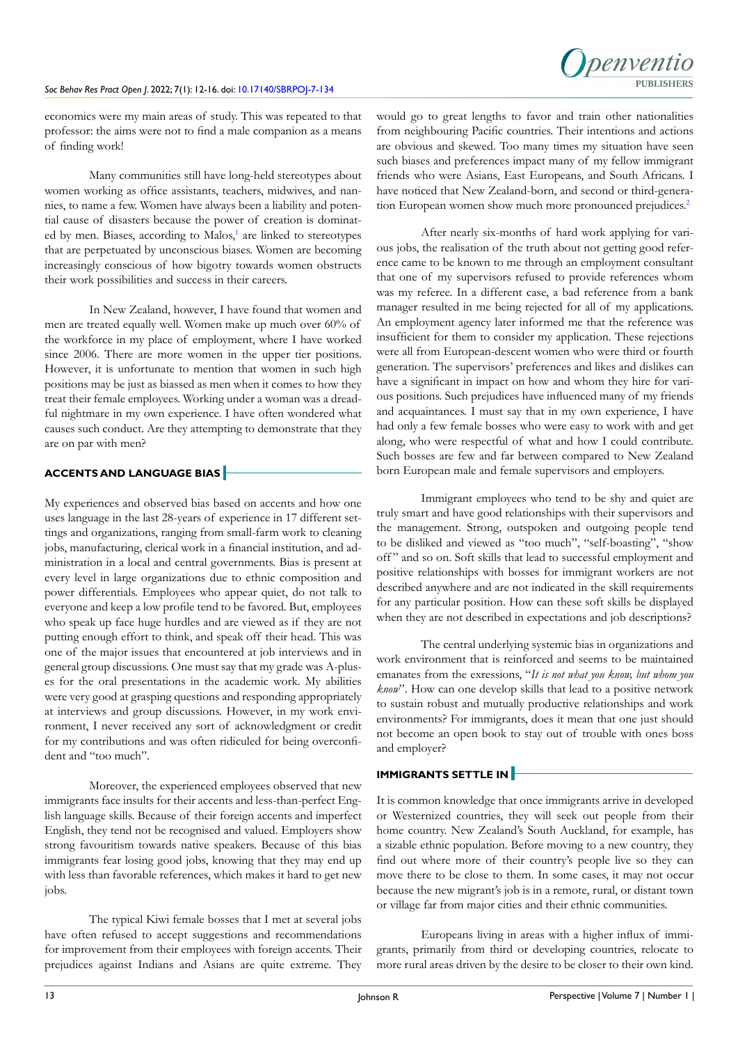economics were my main areas of study. This was repeated to that professor: the aims were not to find a male companion as a means of finding work!

Many communities still have long-held stereotypes about women working as office assistants, teachers, midwives, and nannies, to name a few. Women have always been a liability and potential cause of disasters because the power of creation is dominated by men. Biases, according to Malos,[1] are linked to stereotypes that are perpetuated by unconscious biases. Women are becoming increasingly conscious of how bigotry towards women obstructs their work possibilities and success in their careers.

In New Zealand, however, I have found that women and men are treated equally well. Women make up much over 60% of the workforce in my place of employment, where I have worked since 2006. There are more women in the upper tier positions. However, it is unfortunate to mention that women in such high positions may be just as biassed as men when it comes to how they treat their female employees. Working under a woman was a dreadful nightmare in my own experience. I have often wondered what causes such conduct. Are they attempting to demonstrate that they are on par with men?

## ACCENTS AND LANGUAGE BIAS

My experiences and observed bias based on accents and how one uses language in the last 28-years of experience in 17 different settings and organizations, ranging from small-farm work to cleaning jobs, manufacturing, clerical work in a financial institution, and administration in a local and central governments. Bias is present at every level in large organizations due to ethnic composition and power differentials. Employees who appear quiet, do not talk to everyone and keep a low profile tend to be favored. But, employees who speak up face huge hurdles and are viewed as if they are not putting enough effort to think, and speak off their head. This was one of the major issues that encountered at job interviews and in general group discussions. One must say that my grade was A-pluses for the oral presentations in the academic work. My abilities were very good at grasping questions and responding appropriately at interviews and group discussions. However, in my work environment, I never received any sort of acknowledgment or credit for my contributions and was often ridiculed for being overconfident and "too much".

Moreover, the experienced employees observed that new immigrants face insults for their accents and less-than-perfect English language skills. Because of their foreign accents and imperfect English, they tend not be recognised and valued. Employers show strong favouritism towards native speakers. Because of this bias immigrants fear losing good jobs, knowing that they may end up with less than favorable references, which makes it hard to get new jobs.

The typical Kiwi female bosses that I met at several jobs have often refused to accept suggestions and recommendations for improvement from their employees with foreign accents. Their prejudices against Indians and Asians are quite extreme. They would go to great lengths to favor and train other nationalities from neighbouring Pacific countries. Their intentions and actions are obvious and skewed. Too many times my situation have seen such biases and preferences impact many of my fellow immigrant friends who were Asians, East Europeans, and South Africans. I have noticed that New Zealand-born, and second or third-generation European women show much more pronounced prejudices.[2]

After nearly six-months of hard work applying for various jobs, the realisation of the truth about not getting good reference came to be known to me through an employment consultant that one of my supervisors refused to provide references whom was my referee. In a different case, a bad reference from a bank manager resulted in me being rejected for all of my applications. An employment agency later informed me that the reference was insufficient for them to consider my application. These rejections were all from European-descent women who were third or fourth generation. The supervisors' preferences and likes and dislikes can have a significant in impact on how and whom they hire for various positions. Such prejudices have influenced many of my friends and acquaintances. I must say that in my own experience, I have had only a few female bosses who were easy to work with and get along, who were respectful of what and how I could contribute. Such bosses are few and far between compared to New Zealand born European male and female supervisors and employers.

Immigrant employees who tend to be shy and quiet are truly smart and have good relationships with their supervisors and the management. Strong, outspoken and outgoing people tend to be disliked and viewed as "too much", "self-boasting", "show off" and so on. Soft skills that lead to successful employment and positive relationships with bosses for immigrant workers are not described anywhere and are not indicated in the skill requirements for any particular position. How can these soft skills be displayed when they are not described in expectations and job descriptions?

The central underlying systemic bias in organizations and work environment that is reinforced and seems to be maintained emanates from the exressions, "*It is not what you know, but whom you know*". How can one develop skills that lead to a positive network to sustain robust and mutually productive relationships and work environments? For immigrants, does it mean that one just should not become an open book to stay out of trouble with ones boss and employer?

## IMMIGRANTS SETTLE IN

It is common knowledge that once immigrants arrive in developed or Westernized countries, they will seek out people from their home country. New Zealand's South Auckland, for example, has a sizable ethnic population. Before moving to a new country, they find out where more of their country's people live so they can move there to be close to them. In some cases, it may not occur because the new migrant's job is in a remote, rural, or distant town or village far from major cities and their ethnic communities.

Europeans living in areas with a higher influx of immigrants, primarily from third or developing countries, relocate to more rural areas driven by the desire to be closer to their own kind.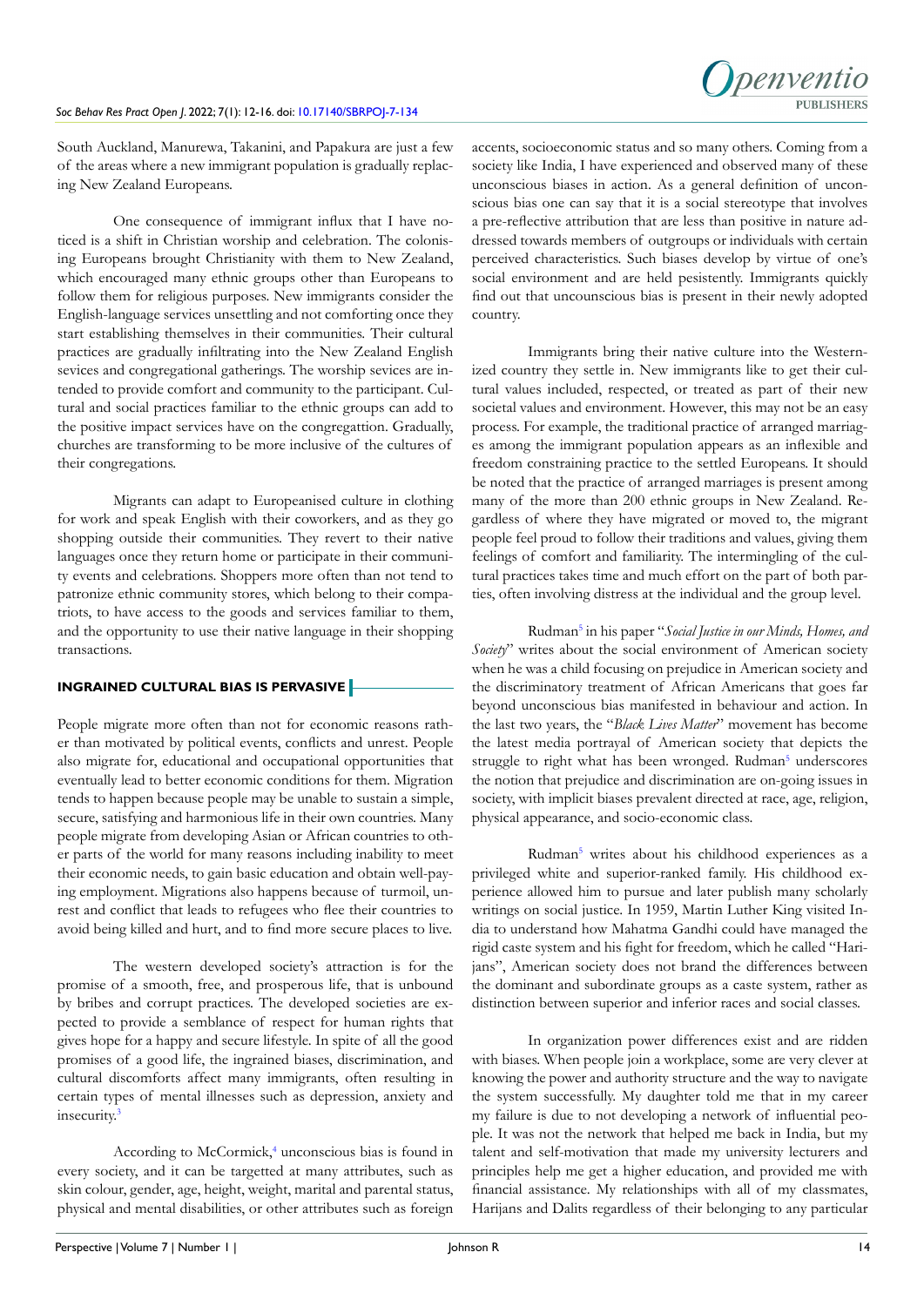South Auckland, Manurewa, Takanini, and Papakura are just a few of the areas where a new immigrant population is gradually replacing New Zealand Europeans.

One consequence of immigrant influx that I have noticed is a shift in Christian worship and celebration. The colonising Europeans brought Christianity with them to New Zealand, which encouraged many ethnic groups other than Europeans to follow them for religious purposes. New immigrants consider the English-language services unsettling and not comforting once they start establishing themselves in their communities. Their cultural practices are gradually infiltrating into the New Zealand English sevices and congregational gatherings. The worship sevices are intended to provide comfort and community to the participant. Cultural and social practices familiar to the ethnic groups can add to the positive impact services have on the congregattion. Gradually, churches are transforming to be more inclusive of the cultures of their congregations.

Migrants can adapt to Europeanised culture in clothing for work and speak English with their coworkers, and as they go shopping outside their communities. They revert to their native languages once they return home or participate in their community events and celebrations. Shoppers more often than not tend to patronize ethnic community stores, which belong to their compatriots, to have access to the goods and services familiar to them, and the opportunity to use their native language in their shopping transactions.

## INGRAINED CULTURAL BIAS IS PERVASIVE

People migrate more often than not for economic reasons rather than motivated by political events, conflicts and unrest. People also migrate for, educational and occupational opportunities that eventually lead to better economic conditions for them. Migration tends to happen because people may be unable to sustain a simple, secure, satisfying and harmonious life in their own countries. Many people migrate from developing Asian or African countries to other parts of the world for many reasons including inability to meet their economic needs, to gain basic education and obtain well-paying employment. Migrations also happens because of turmoil, unrest and conflict that leads to refugees who flee their countries to avoid being killed and hurt, and to find more secure places to live.

The western developed society's attraction is for the promise of a smooth, free, and prosperous life, that is unbound by bribes and corrupt practices. The developed societies are expected to provide a semblance of respect for human rights that gives hope for a happy and secure lifestyle. In spite of all the good promises of a good life, the ingrained biases, discrimination, and cultural discomforts affect many immigrants, often resulting in certain types of mental illnesses such as depression, anxiety and insecurity.[3]

According to McCormick,[4] unconscious bias is found in every society, and it can be targetted at many attributes, such as skin colour, gender, age, height, weight, marital and parental status, physical and mental disabilities, or other attributes such as foreign accents, socioeconomic status and so many others. Coming from a society like India, I have experienced and observed many of these unconscious biases in action. As a general definition of unconscious bias one can say that it is a social stereotype that involves a pre-reflective attribution that are less than positive in nature addressed towards members of outgroups or individuals with certain perceived characteristics. Such biases develop by virtue of one's social environment and are held pesistently. Immigrants quickly find out that uncounscious bias is present in their newly adopted country.

Immigrants bring their native culture into the Westernized country they settle in. New immigrants like to get their cultural values included, respected, or treated as part of their new societal values and environment. However, this may not be an easy process. For example, the traditional practice of arranged marriages among the immigrant population appears as an inflexible and freedom constraining practice to the settled Europeans. It should be noted that the practice of arranged marriages is present among many of the more than 200 ethnic groups in New Zealand. Regardless of where they have migrated or moved to, the migrant people feel proud to follow their traditions and values, giving them feelings of comfort and familiarity. The intermingling of the cultural practices takes time and much effort on the part of both parties, often involving distress at the individual and the group level.

Rudman[5] in his paper "*Social Justice in our Minds, Homes, and Society*" writes about the social environment of American society when he was a child focusing on prejudice in American society and the discriminatory treatment of African Americans that goes far beyond unconscious bias manifested in behaviour and action. In the last two years, the "*Black Lives Matter*" movement has become the latest media portrayal of American society that depicts the struggle to right what has been wronged. Rudman[5] underscores the notion that prejudice and discrimination are on-going issues in society, with implicit biases prevalent directed at race, age, religion, physical appearance, and socio-economic class.

Rudman[5] writes about his childhood experiences as a privileged white and superior-ranked family. His childhood experience allowed him to pursue and later publish many scholarly writings on social justice. In 1959, Martin Luther King visited India to understand how Mahatma Gandhi could have managed the rigid caste system and his fight for freedom, which he called "Harijans", American society does not brand the differences between the dominant and subordinate groups as a caste system, rather as distinction between superior and inferior races and social classes.

In organization power differences exist and are ridden with biases. When people join a workplace, some are very clever at knowing the power and authority structure and the way to navigate the system successfully. My daughter told me that in my career my failure is due to not developing a network of influential people. It was not the network that helped me back in India, but my talent and self-motivation that made my university lecturers and principles help me get a higher education, and provided me with financial assistance. My relationships with all of my classmates, Harijans and Dalits regardless of their belonging to any particular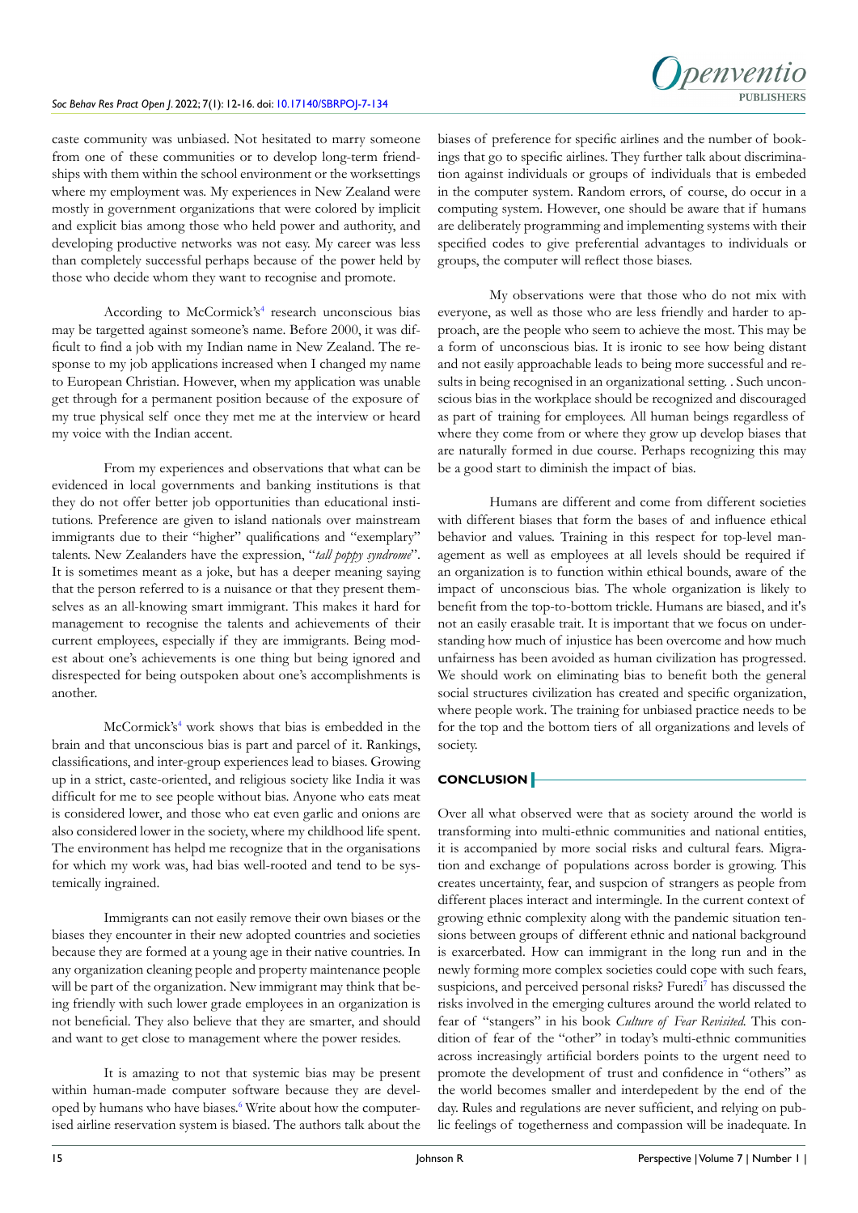caste community was unbiased. Not hesitated to marry someone from one of these communities or to develop long-term friendships with them within the school environment or the worksettings where my employment was. My experiences in New Zealand were mostly in government organizations that were colored by implicit and explicit bias among those who held power and authority, and developing productive networks was not easy. My career was less than completely successful perhaps because of the power held by those who decide whom they want to recognise and promote.

According to McCormick's[4] research unconscious bias may be targetted against someone's name. Before 2000, it was difficult to find a job with my Indian name in New Zealand. The response to my job applications increased when I changed my name to European Christian. However, when my application was unable get through for a permanent position because of the exposure of my true physical self once they met me at the interview or heard my voice with the Indian accent.

From my experiences and observations that what can be evidenced in local governments and banking institutions is that they do not offer better job opportunities than educational institutions. Preference are given to island nationals over mainstream immigrants due to their "higher" qualifications and "exemplary" talents. New Zealanders have the expression, "*tall poppy syndrome*". It is sometimes meant as a joke, but has a deeper meaning saying that the person referred to is a nuisance or that they present themselves as an all-knowing smart immigrant. This makes it hard for management to recognise the talents and achievements of their current employees, especially if they are immigrants. Being modest about one's achievements is one thing but being ignored and disrespected for being outspoken about one's accomplishments is another.

McCormick's[4] work shows that bias is embedded in the brain and that unconscious bias is part and parcel of it. Rankings, classifications, and inter-group experiences lead to biases. Growing up in a strict, caste-oriented, and religious society like India it was difficult for me to see people without bias. Anyone who eats meat is considered lower, and those who eat even garlic and onions are also considered lower in the society, where my childhood life spent. The environment has helpd me recognize that in the organisations for which my work was, had bias well-rooted and tend to be systemically ingrained.

Immigrants can not easily remove their own biases or the biases they encounter in their new adopted countries and societies because they are formed at a young age in their native countries. In any organization cleaning people and property maintenance people will be part of the organization. New immigrant may think that being friendly with such lower grade employees in an organization is not beneficial. They also believe that they are smarter, and should and want to get close to management where the power resides.

It is amazing to not that systemic bias may be present within human-made computer software because they are developed by humans who have biases.[6] Write about how the computerised airline reservation system is biased. The authors talk about the biases of preference for specific airlines and the number of bookings that go to specific airlines. They further talk about discrimination against individuals or groups of individuals that is embeded in the computer system. Random errors, of course, do occur in a computing system. However, one should be aware that if humans are deliberately programming and implementing systems with their specified codes to give preferential advantages to individuals or groups, the computer will reflect those biases.

My observations were that those who do not mix with everyone, as well as those who are less friendly and harder to approach, are the people who seem to achieve the most. This may be a form of unconscious bias. It is ironic to see how being distant and not easily approachable leads to being more successful and results in being recognised in an organizational setting. . Such unconscious bias in the workplace should be recognized and discouraged as part of training for employees. All human beings regardless of where they come from or where they grow up develop biases that are naturally formed in due course. Perhaps recognizing this may be a good start to diminish the impact of bias.

Humans are different and come from different societies with different biases that form the bases of and influence ethical behavior and values. Training in this respect for top-level management as well as employees at all levels should be required if an organization is to function within ethical bounds, aware of the impact of unconscious bias. The whole organization is likely to benefit from the top-to-bottom trickle. Humans are biased, and it's not an easily erasable trait. It is important that we focus on understanding how much of injustice has been overcome and how much unfairness has been avoided as human civilization has progressed. We should work on eliminating bias to benefit both the general social structures civilization has created and specific organization, where people work. The training for unbiased practice needs to be for the top and the bottom tiers of all organizations and levels of society.

## CONCLUSION

Over all what observed were that as society around the world is transforming into multi-ethnic communities and national entities, it is accompanied by more social risks and cultural fears. Migration and exchange of populations across border is growing. This creates uncertainty, fear, and suspcion of strangers as people from different places interact and intermingle. In the current context of growing ethnic complexity along with the pandemic situation tensions between groups of different ethnic and national background is exacerbated. How can immigrant in the long run and in the newly forming more complex societies could cope with such fears, suspicions, and perceived personal risks? Furedi[7] has discussed the risks involved in the emerging cultures around the world related to fear of "stangers" in his book *Culture of Fear Revisited*. This condition of fear of the "other" in today's multi-ethnic communities across increasingly artificial borders points to the urgent need to promote the development of trust and confidence in "others" as the world becomes smaller and interdepedent by the end of the day. Rules and regulations are never sufficient, and relying on public feelings of togetherness and compassion will be inadequate. In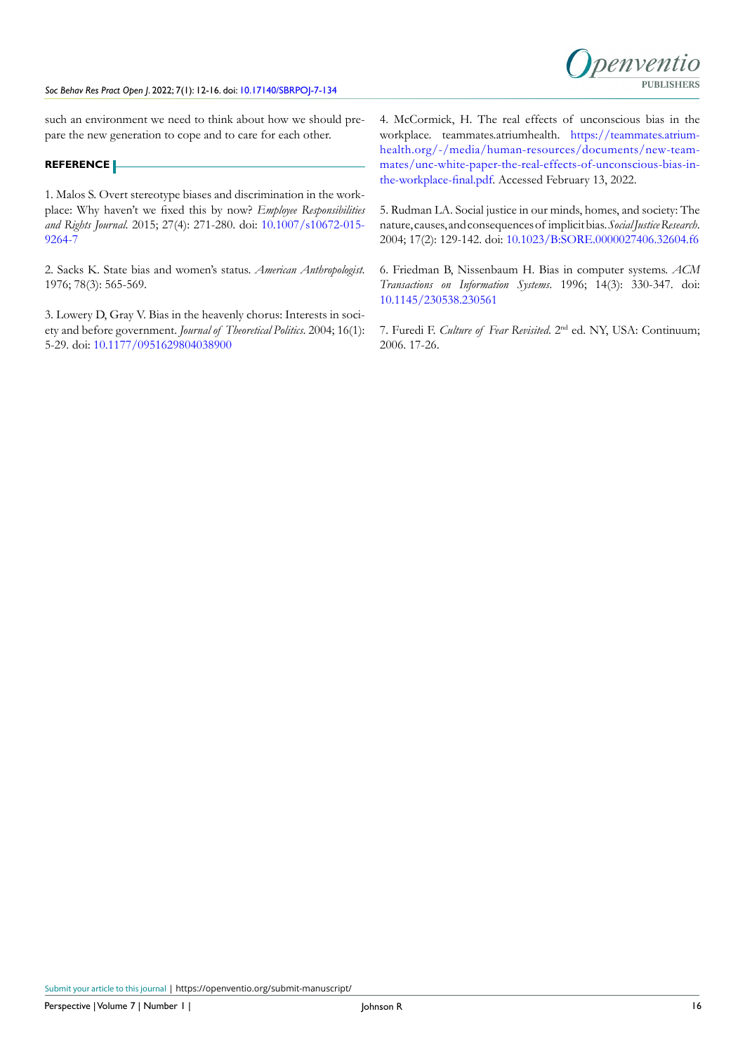such an environment we need to think about how we should prepare the new generation to cope and to care for each other.

## REFERENCE

1. Malos S. Overt stereotype biases and discrimination in the workplace: Why haven't we fixed this by now? *Employee Responsibilities and Rights Journal*. 2015; 27(4): 271-280. doi: 10.1007/s10672-015-9264-7

2. Sacks K. State bias and women's status. *American Anthropologist*. 1976; 78(3): 565-569.

3. Lowery D, Gray V. Bias in the heavenly chorus: Interests in society and before government. *Journal of Theoretical Politics*. 2004; 16(1): 5-29. doi: 10.1177/0951629804038900

4. McCormick, H. The real effects of unconscious bias in the workplace. teammates.atriumhealth. https://teammates.atriumhealth.org/-/media/human-resources/documents/new-teammates/unc-white-paper-the-real-effects-of-unconscious-bias-in-the-workplace-final.pdf. Accessed February 13, 2022.

5. Rudman LA. Social justice in our minds, homes, and society: The nature, causes, and consequences of implicit bias. *Social Justice Research*. 2004; 17(2): 129-142. doi: 10.1023/B:SORE.0000027406.32604.f6

6. Friedman B, Nissenbaum H. Bias in computer systems. *ACM Transactions on Information Systems*. 1996; 14(3): 330-347. doi: 10.1145/230538.230561

7. Furedi F. *Culture of Fear Revisited*. 2nd ed. NY, USA: Continuum; 2006. 17-26.